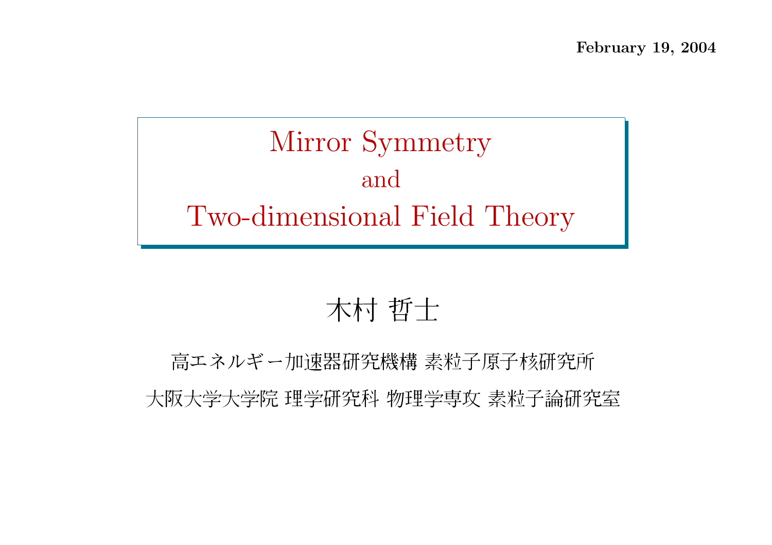**February 19, 2004**

# Mirror Symmetry and Two-dimensional Field Theory

木村 哲士

高エネルギー加速器研究機構 素粒子原子核研究所

大阪大学大学院 理学研究科 物理学専攻 素粒子論研究室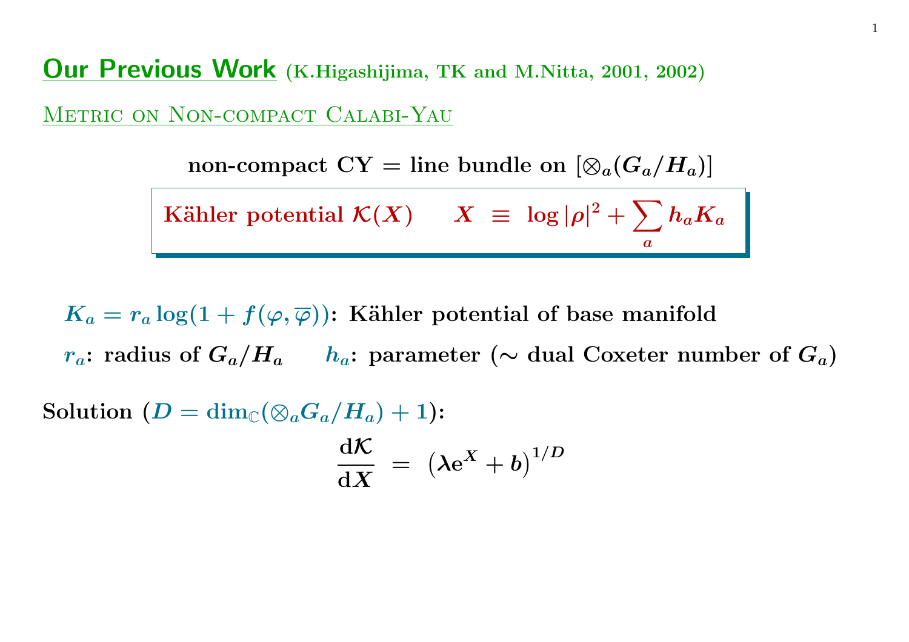## Our Previous Work (K.Higashijima, TK and M.Nitta, 2001, 2002)

### Metric on Non-compact Calabi-Yau

**non-compact CY = line bundle on $[\otimes_a (G_a/H_a)]$**

**Kähler potential $\mathcal{K}(X)$** $\quad X \;\equiv\; \log|\rho|^2 + \sum_a h_a K_a$

$K_a = r_a \log(1 + f(\varphi, \overline{\varphi}))$: **Kähler potential of base manifold**

$r_a$: **radius of $G_a/H_a$** $\quad$ $h_a$: **parameter ($\sim$ dual Coxeter number of $G_a$)**

**Solution ($D = \dim_{\mathbb{C}}(\otimes_a G_a/H_a) + 1$):**

$$\frac{\mathrm{d}\mathcal{K}}{\mathrm{d}X} \;=\; \left(\lambda \mathrm{e}^X + b\right)^{1/D}$$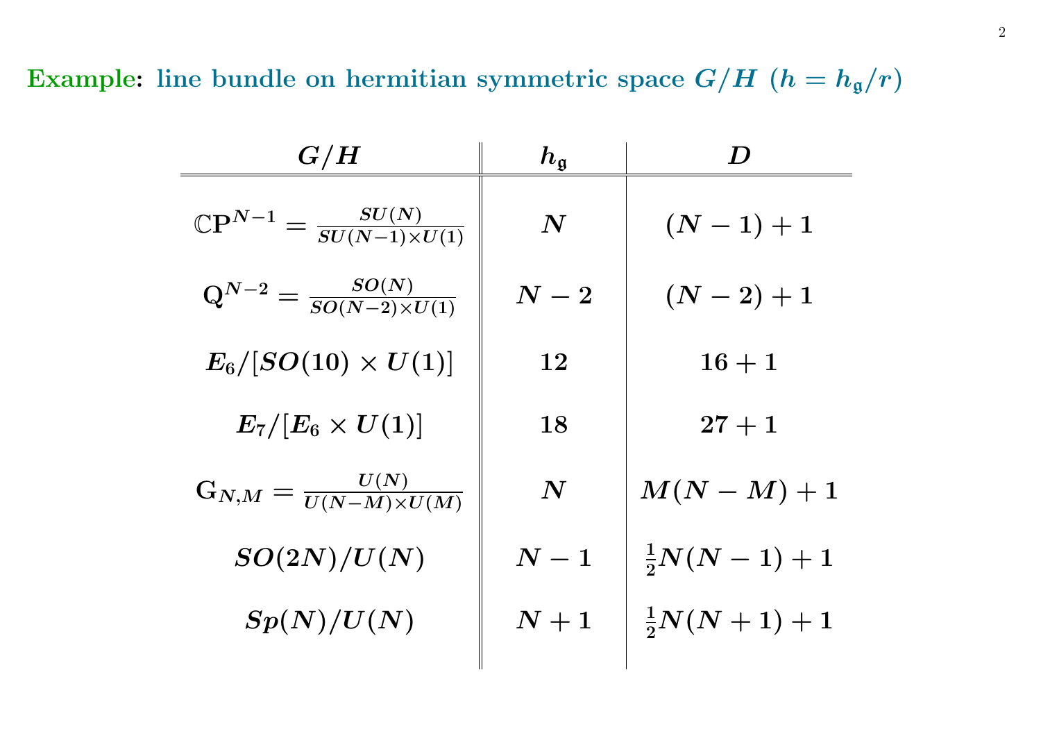**Example: line bundle on hermitian symmetric space $G/H$ ($h = h_{\mathfrak{g}}/r$)**

| $G/H$ | $h_{\mathfrak{g}}$ | $D$ |
|---|---|---|
| $\mathbb{C}\mathrm{P}^{N-1} = \frac{SU(N)}{SU(N-1)\times U(1)}$ | $N$ | $(N-1)+1$ |
| $\mathrm{Q}^{N-2} = \frac{SO(N)}{SO(N-2)\times U(1)}$ | $N-2$ | $(N-2)+1$ |
| $E_6/[SO(10)\times U(1)]$ | $12$ | $16+1$ |
| $E_7/[E_6\times U(1)]$ | $18$ | $27+1$ |
| $\mathrm{G}_{N,M} = \frac{U(N)}{U(N-M)\times U(M)}$ | $N$ | $M(N-M)+1$ |
| $SO(2N)/U(N)$ | $N-1$ | $\frac{1}{2}N(N-1)+1$ |
| $Sp(N)/U(N)$ | $N+1$ | $\frac{1}{2}N(N+1)+1$ |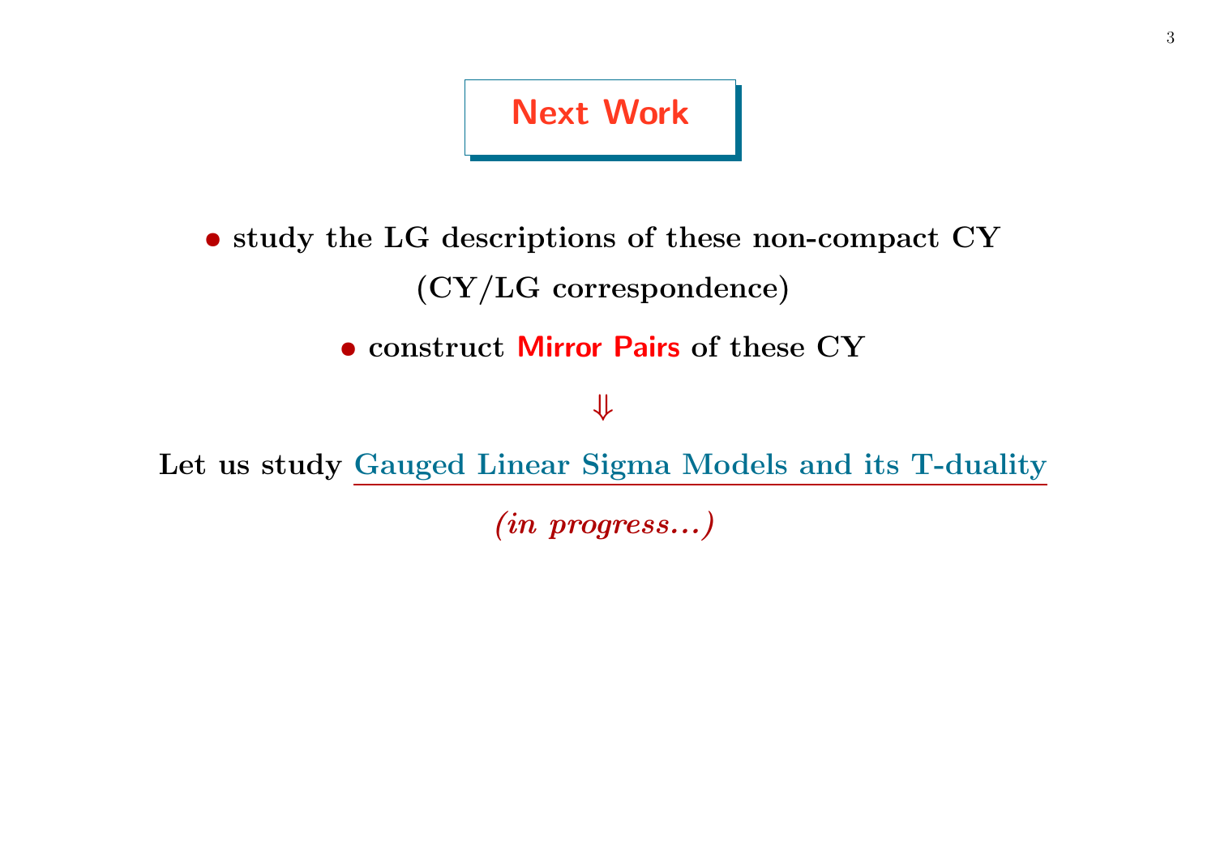# Next Work

- **study the LG descriptions of these non-compact CY (CY/LG correspondence)**
- **construct Mirror Pairs of these CY**

$$\Downarrow$$

**Let us study Gauged Linear Sigma Models and its T-duality**

***(in progress...)***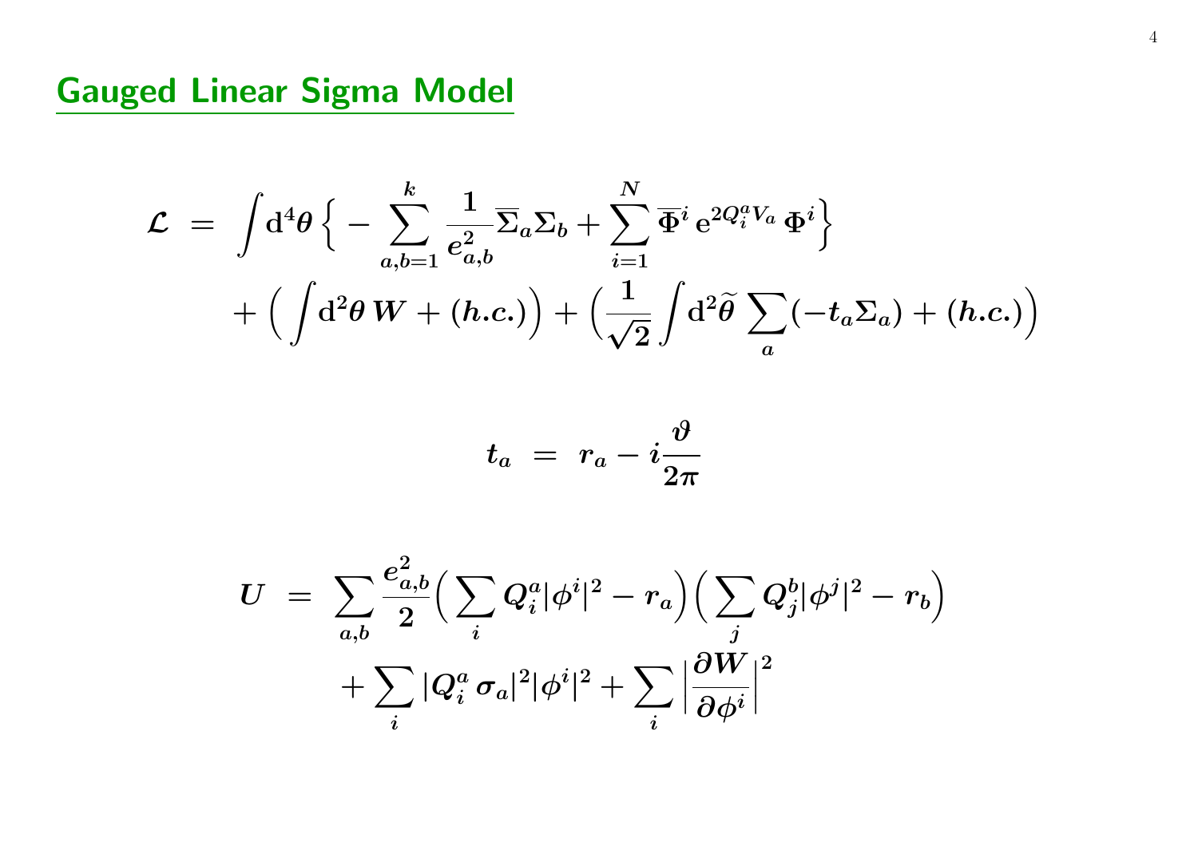## Gauged Linear Sigma Model

$$
\begin{aligned}
\mathcal{L} \;=\; & \int \mathrm{d}^4\theta \,\Big\{ -\sum_{a,b=1}^{k} \frac{1}{e_{a,b}^2} \overline{\Sigma}_a \Sigma_b + \sum_{i=1}^{N} \overline{\Phi}^i \, \mathrm{e}^{2Q_i^a V_a} \, \Phi^i \Big\} \\
& + \Big( \int \mathrm{d}^2\theta \, W + (h.c.) \Big) + \Big( \frac{1}{\sqrt{2}} \int \mathrm{d}^2\widetilde{\theta} \, \sum_a (-t_a \Sigma_a) + (h.c.) \Big)
\end{aligned}
$$

$$
t_a \;=\; r_a - i\frac{\vartheta}{2\pi}
$$

$$
\begin{aligned}
U \;=\; & \sum_{a,b} \frac{e_{a,b}^2}{2} \Big( \sum_i Q_i^a |\phi^i|^2 - r_a \Big) \Big( \sum_j Q_j^b |\phi^j|^2 - r_b \Big) \\
& + \sum_i |Q_i^a \, \sigma_a|^2 |\phi^i|^2 + \sum_i \Big| \frac{\partial W}{\partial \phi^i} \Big|^2
\end{aligned}
$$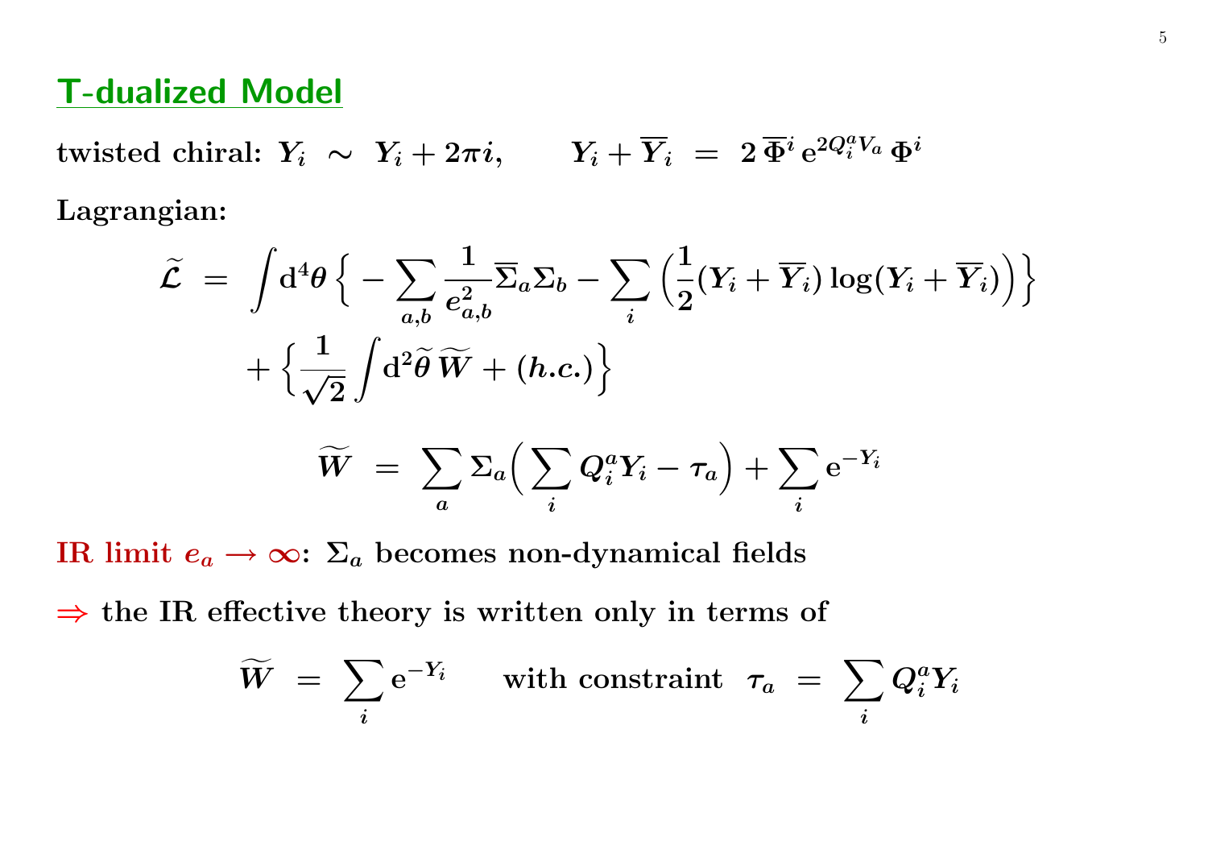## T-dualized Model

twisted chiral: $Y_i \sim Y_i + 2\pi i, \qquad Y_i + \overline{Y}_i = 2\,\overline{\Phi}^i\, \mathrm{e}^{2Q_i^a V_a}\, \Phi^i$

Lagrangian:

$$\widetilde{\mathcal{L}} = \int \mathrm{d}^4\theta \Big\{ -\sum_{a,b} \frac{1}{e_{a,b}^2} \overline{\Sigma}_a \Sigma_b - \sum_i \Big( \frac{1}{2}(Y_i + \overline{Y}_i) \log (Y_i + \overline{Y}_i) \Big) \Big\} + \Big\{ \frac{1}{\sqrt{2}} \int \mathrm{d}^2\widetilde{\theta}\, \widetilde{W} + (h.c.) \Big\}$$

$$\widetilde{W} = \sum_a \Sigma_a \Big( \sum_i Q_i^a Y_i - \tau_a \Big) + \sum_i \mathrm{e}^{-Y_i}$$

IR limit $e_a \to \infty$: $\Sigma_a$ becomes non-dynamical fields

$\Rightarrow$ the IR effective theory is written only in terms of

$$\widetilde{W} = \sum_i \mathrm{e}^{-Y_i} \quad \text{with constraint } \tau_a = \sum_i Q_i^a Y_i$$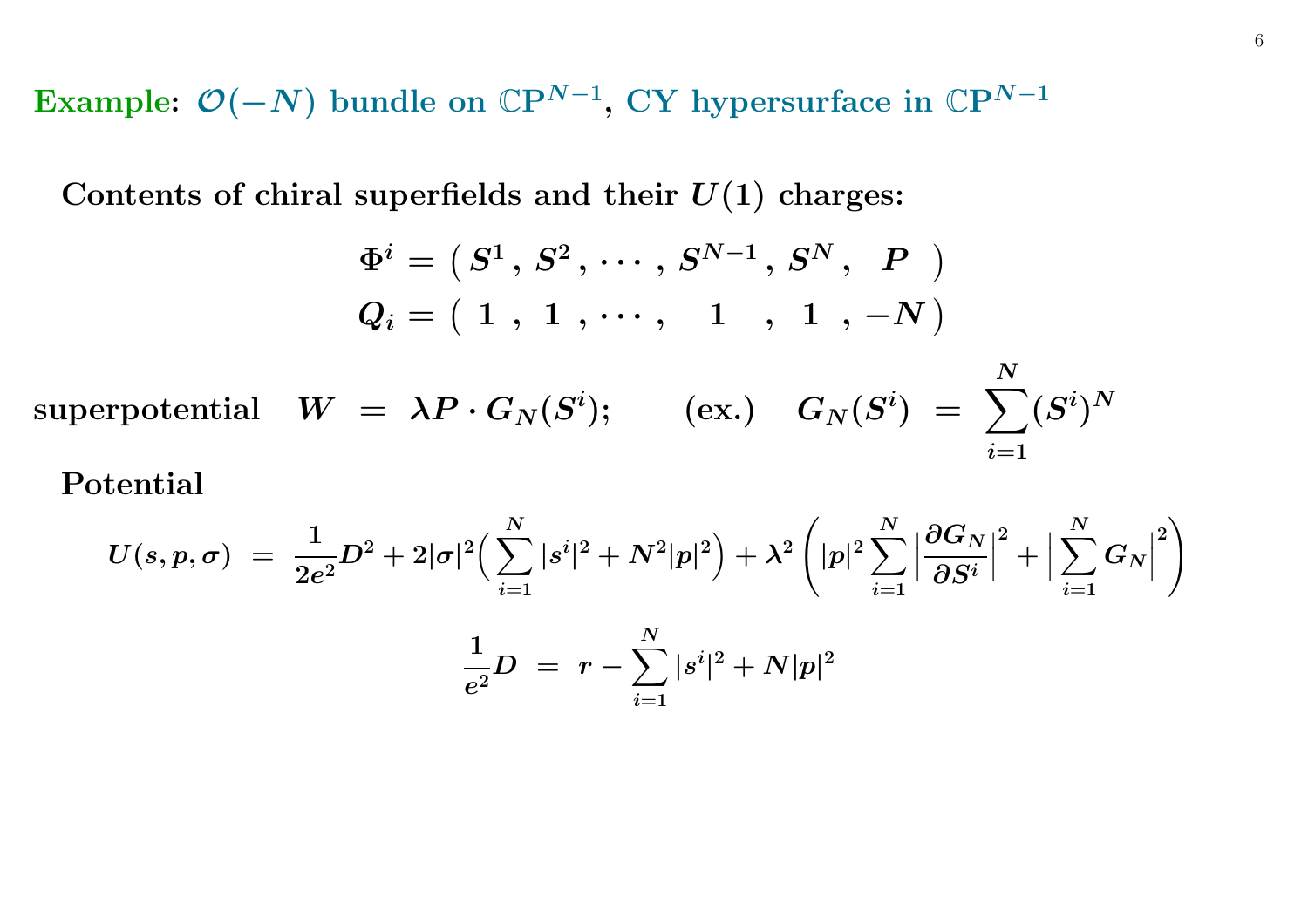## Example: $\mathcal{O}(-N)$ bundle on $\mathbb{CP}^{N-1}$, CY hypersurface in $\mathbb{CP}^{N-1}$

**Contents of chiral superfields and their $U(1)$ charges:**

$$
\begin{aligned}
\Phi^i &= \big( \, S^1 \, , \, S^2 \, , \cdots , \, S^{N-1} \, , \, S^N \, , \quad P \quad \big) \\
Q_i &= \big( \;\; 1 \;\; , \;\; 1 \;\; , \cdots , \quad\; 1 \quad\; , \;\; 1 \;\; , -N \, \big)
\end{aligned}
$$

**superpotential** $\quad W \; = \; \lambda P \cdot G_N(S^i); \qquad$ **(ex.)** $\quad G_N(S^i) \; = \; \displaystyle\sum_{i=1}^{N} (S^i)^N$

**Potential**

$$
U(s,p,\sigma) \; = \; \frac{1}{2e^2} D^2 + 2|\sigma|^2 \Big( \sum_{i=1}^{N} |s^i|^2 + N^2 |p|^2 \Big) + \lambda^2 \left( |p|^2 \sum_{i=1}^{N} \Big| \frac{\partial G_N}{\partial S^i} \Big|^2 + \Big| \sum_{i=1}^{N} G_N \Big|^2 \right)
$$

$$
\frac{1}{e^2} D \; = \; r - \sum_{i=1}^{N} |s^i|^2 + N|p|^2
$$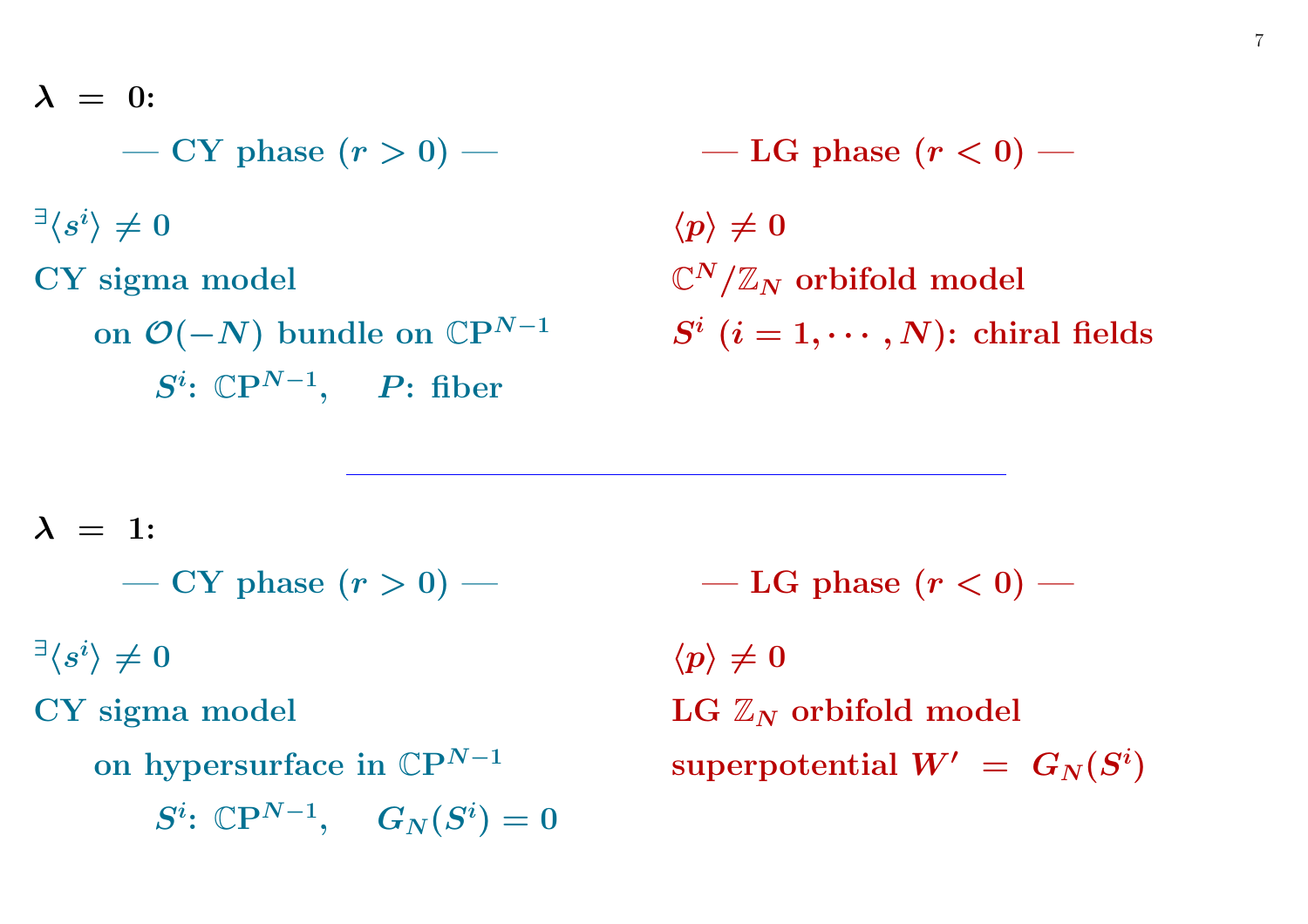**$\lambda = 0$:**

**— CY phase ($r > 0$) —**

$^{\exists}\langle s^i \rangle \neq 0$

**CY sigma model**

**on $\mathcal{O}(-N)$ bundle on $\mathbb{C}\mathrm{P}^{N-1}$**

$S^i$: $\mathbb{C}\mathrm{P}^{N-1}$, $\quad P$: fiber

**— LG phase ($r < 0$) —**

$\langle p \rangle \neq 0$

**$\mathbb{C}^N/\mathbb{Z}_N$ orbifold model**

$S^i$ ($i = 1, \cdots, N$): **chiral fields**

---

**$\lambda = 1$:**

**— CY phase ($r > 0$) —**

$^{\exists}\langle s^i \rangle \neq 0$

**CY sigma model**

**on hypersurface in $\mathbb{C}\mathrm{P}^{N-1}$**

$S^i$: $\mathbb{C}\mathrm{P}^{N-1}$, $\quad G_N(S^i) = 0$

**— LG phase ($r < 0$) —**

$\langle p \rangle \neq 0$

**LG $\mathbb{Z}_N$ orbifold model**

**superpotential** $W' = G_N(S^i)$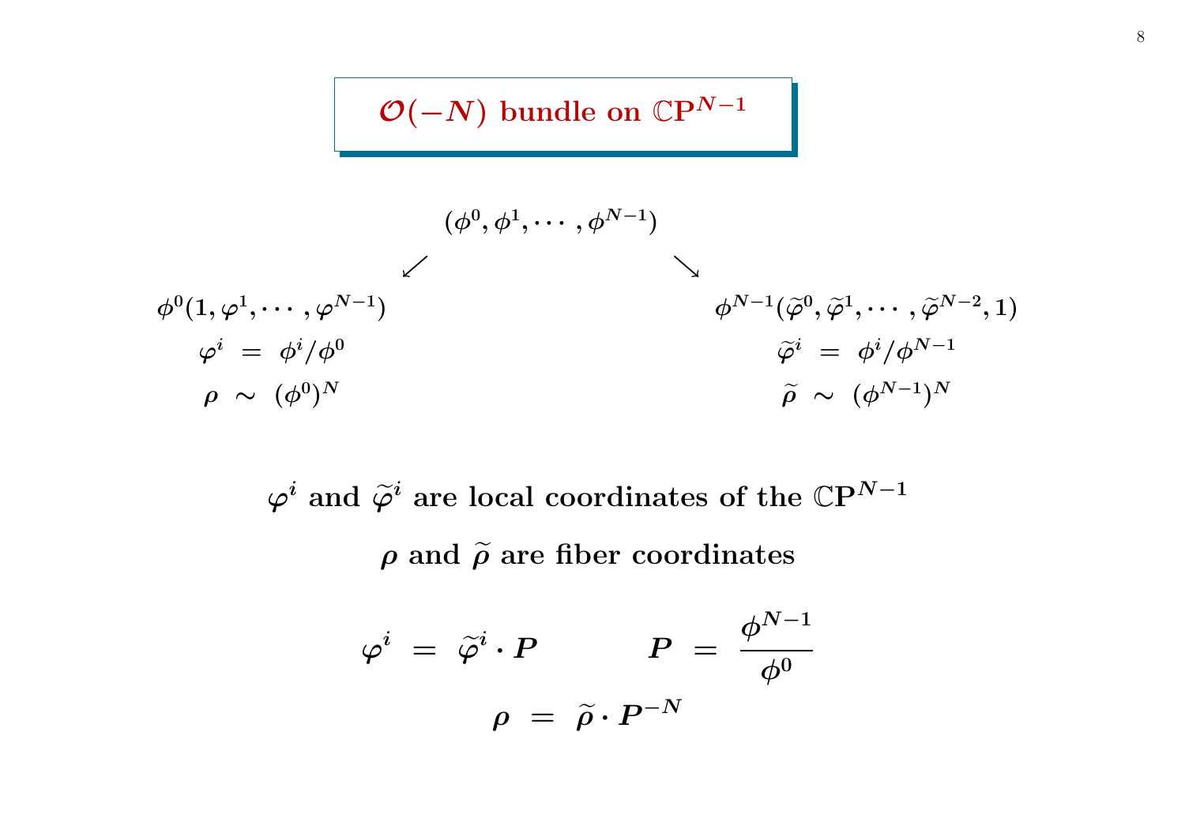# $\mathcal{O}(-N)$ bundle on $\mathbb{C}\mathrm{P}^{N-1}$

$$(\phi^0, \phi^1, \cdots, \phi^{N-1})$$

$$\swarrow \qquad \qquad \searrow$$

$$\phi^0(1, \varphi^1, \cdots, \varphi^{N-1})$$

$$\varphi^i = \phi^i / \phi^0$$

$$\rho \sim (\phi^0)^N$$

$$\phi^{N-1}(\widetilde{\varphi}^0, \widetilde{\varphi}^1, \cdots, \widetilde{\varphi}^{N-2}, 1)$$

$$\widetilde{\varphi}^i = \phi^i / \phi^{N-1}$$

$$\widetilde{\rho} \sim (\phi^{N-1})^N$$

**$\varphi^i$ and $\widetilde{\varphi}^i$ are local coordinates of the $\mathbb{C}\mathrm{P}^{N-1}$**

**$\rho$ and $\widetilde{\rho}$ are fiber coordinates**

$$\varphi^i = \widetilde{\varphi}^i \cdot P \qquad \qquad P = \frac{\phi^{N-1}}{\phi^0}$$

$$\rho = \widetilde{\rho} \cdot P^{-N}$$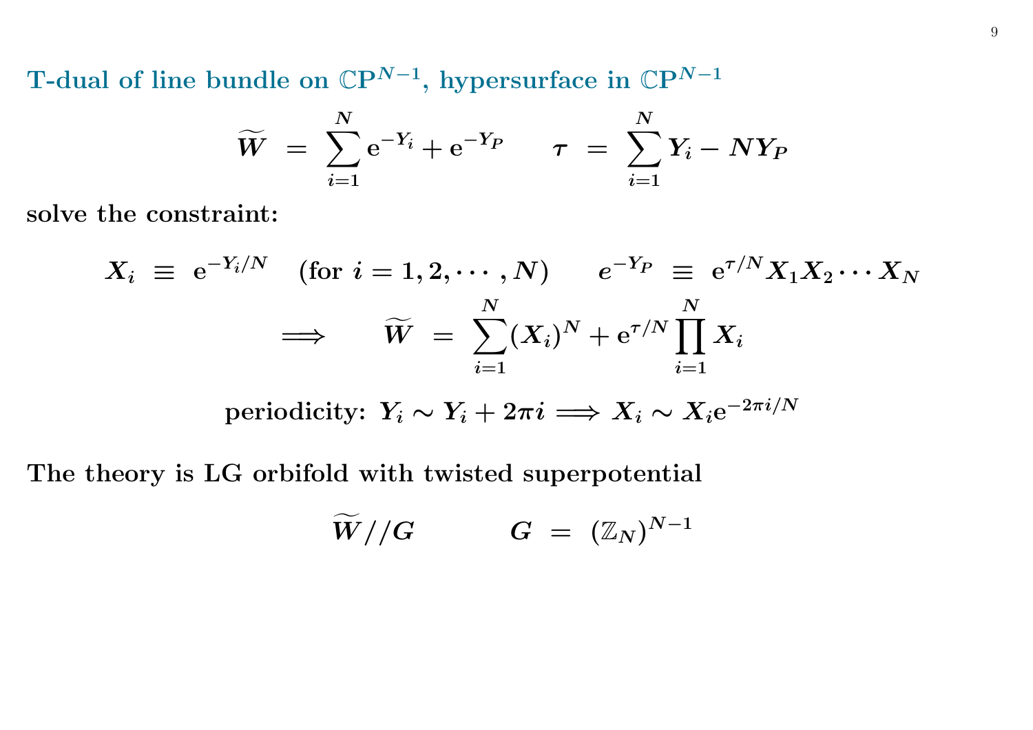## T-dual of line bundle on $\mathbb{C}\mathrm{P}^{N-1}$, hypersurface in $\mathbb{C}\mathrm{P}^{N-1}$

$$\widetilde{W} \;=\; \sum_{i=1}^{N} \mathrm{e}^{-Y_i} + \mathrm{e}^{-Y_P} \qquad \tau \;=\; \sum_{i=1}^{N} Y_i - N Y_P$$

**solve the constraint:**

$$X_i \;\equiv\; \mathrm{e}^{-Y_i/N} \quad (\text{for } i = 1, 2, \cdots, N) \qquad e^{-Y_P} \;\equiv\; \mathrm{e}^{\tau/N} X_1 X_2 \cdots X_N$$

$$\Longrightarrow \qquad \widetilde{W} \;=\; \sum_{i=1}^{N} (X_i)^N + \mathrm{e}^{\tau/N} \prod_{i=1}^{N} X_i$$

$$\text{periodicity: } Y_i \sim Y_i + 2\pi i \Longrightarrow X_i \sim X_i \mathrm{e}^{-2\pi i/N}$$

**The theory is LG orbifold with twisted superpotential**

$$\widetilde{W}//G \qquad\qquad G \;=\; (\mathbb{Z}_N)^{N-1}$$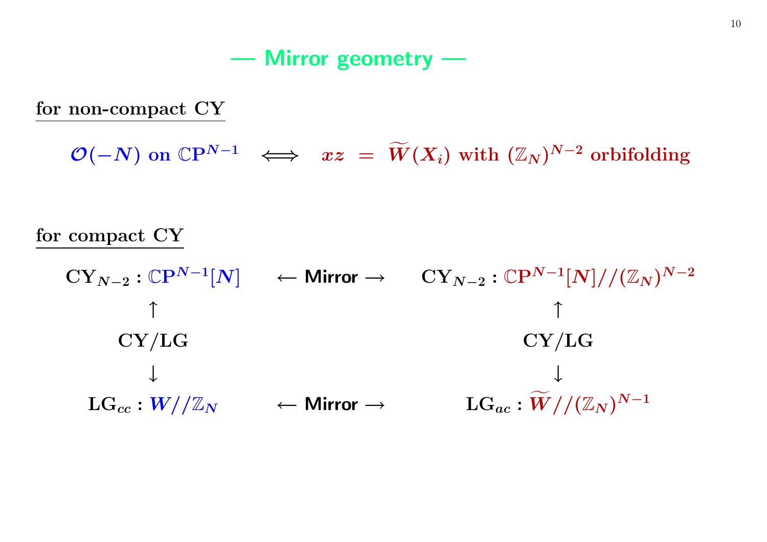# — Mirror geometry —

**for non-compact CY**

$$\mathcal{O}(-N) \text{ on } \mathbb{CP}^{N-1} \iff xz = \widetilde{W}(X_i) \text{ with } (\mathbb{Z}_N)^{N-2} \text{ orbifolding}$$

**for compact CY**

$$\begin{array}{ccc}
\mathrm{CY}_{N-2} : \mathbb{CP}^{N-1}[N] & \longleftarrow \textsf{Mirror} \longrightarrow & \mathrm{CY}_{N-2} : \mathbb{CP}^{N-1}[N]//(\mathbb{Z}_N)^{N-2} \\
\uparrow & & \uparrow \\
\mathrm{CY/LG} & & \mathrm{CY/LG} \\
\downarrow & & \downarrow \\
\mathrm{LG}_{cc} : W//\mathbb{Z}_N & \longleftarrow \textsf{Mirror} \longrightarrow & \mathrm{LG}_{ac} : \widetilde{W}//(\mathbb{Z}_N)^{N-1}
\end{array}$$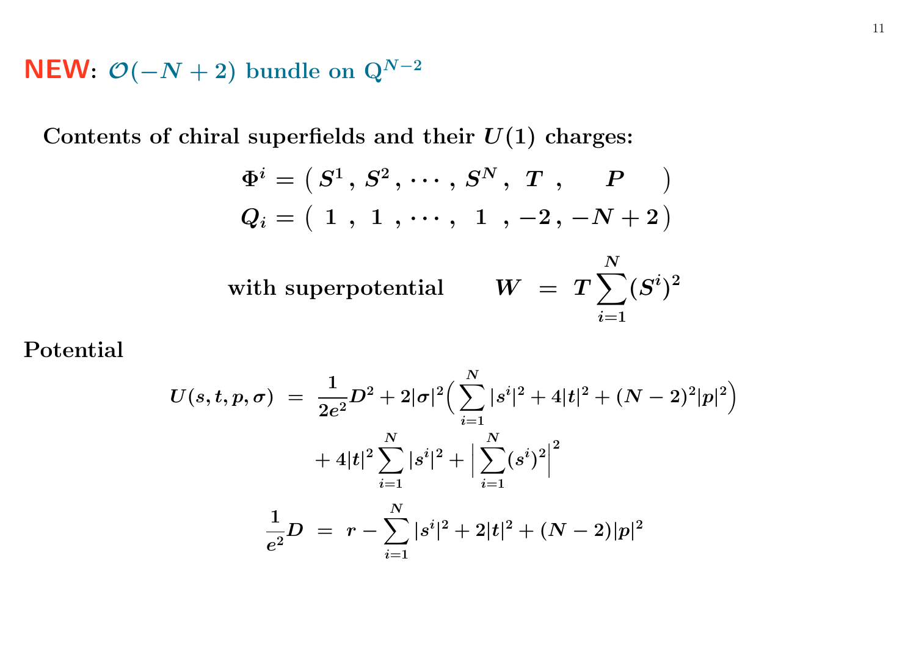## **NEW**: $\mathcal{O}(-N+2)$ bundle on $\mathrm{Q}^{N-2}$

**Contents of chiral superfields and their $U(1)$ charges:**

$$
\begin{aligned}
\Phi^i &= \big(\, S^1\,,\ S^2\,,\ \cdots\,,\ S^N\,,\ \ T\ \ ,\qquad P \qquad \big) \\
Q_i &= \big(\ \ 1\ \ ,\ \ 1\ \ ,\ \cdots\,,\ \ \ 1\ \ \ ,\, -2\,,\, -N+2\,\big)
\end{aligned}
$$

**with superpotential** $\qquad W \ = \ T \displaystyle\sum_{i=1}^{N} (S^i)^2$

**Potential**

$$
\begin{aligned}
U(s,t,p,\sigma) \ &= \ \frac{1}{2e^2} D^2 + 2|\sigma|^2 \Big( \sum_{i=1}^{N} |s^i|^2 + 4|t|^2 + (N-2)^2 |p|^2 \Big) \\
&\quad + 4|t|^2 \sum_{i=1}^{N} |s^i|^2 + \Big| \sum_{i=1}^{N} (s^i)^2 \Big|^2 \\
\frac{1}{e^2} D \ &= \ r - \sum_{i=1}^{N} |s^i|^2 + 2|t|^2 + (N-2)|p|^2
\end{aligned}
$$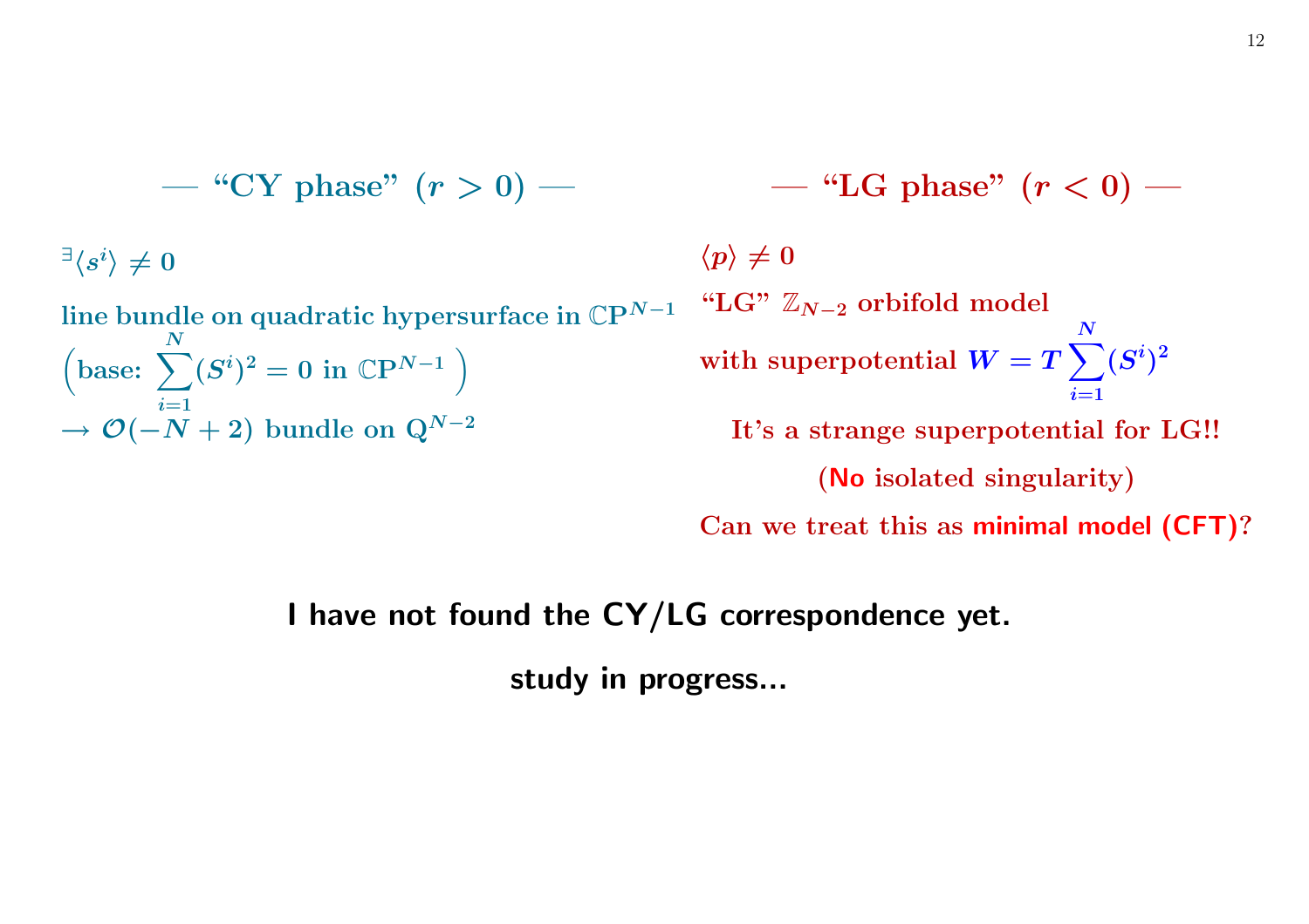**— "CY phase" ($r > 0$) —**

$^{\exists}\langle s^i \rangle \neq 0$

line bundle on quadratic hypersurface in $\mathbb{CP}^{N-1}$

$\Big($base: $\displaystyle\sum_{i=1}^{N} (S^i)^2 = 0$ in $\mathbb{CP}^{N-1}$ $\Big)$

$\to \mathcal{O}(-N+2)$ bundle on $\mathrm{Q}^{N-2}$

**— "LG phase" ($r < 0$) —**

$\langle p \rangle \neq 0$

"LG" $\mathbb{Z}_{N-2}$ orbifold model

with superpotential $W = T \displaystyle\sum_{i=1}^{N} (S^i)^2$

It's a strange superpotential for LG!!

(**No** isolated singularity)

Can we treat this as **minimal model (CFT)**?

**I have not found the CY/LG correspondence yet.**

**study in progress...**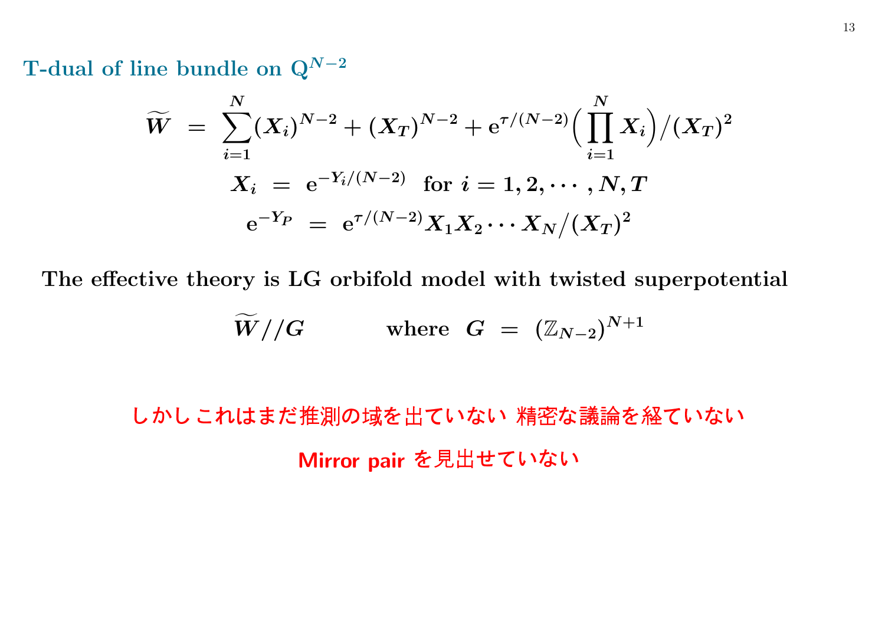## T-dual of line bundle on $\mathrm{Q}^{N-2}$

$$\widetilde{W} \ = \ \sum_{i=1}^{N} (X_i)^{N-2} + (X_T)^{N-2} + \mathrm{e}^{\tau/(N-2)} \Big( \prod_{i=1}^{N} X_i \Big) / (X_T)^2$$

$$X_i \ = \ \mathrm{e}^{-Y_i/(N-2)} \quad \text{for } i = 1, 2, \cdots, N, T$$

$$\mathrm{e}^{-Y_P} \ = \ \mathrm{e}^{\tau/(N-2)} X_1 X_2 \cdots X_N / (X_T)^2$$

**The effective theory is LG orbifold model with twisted superpotential**

$$\widetilde{W} // G \qquad \text{where} \ \ G \ = \ (\mathbb{Z}_{N-2})^{N+1}$$

しかしこれはまだ推測の域を出ていない 精密な議論を経ていない

Mirror pair を見出せていない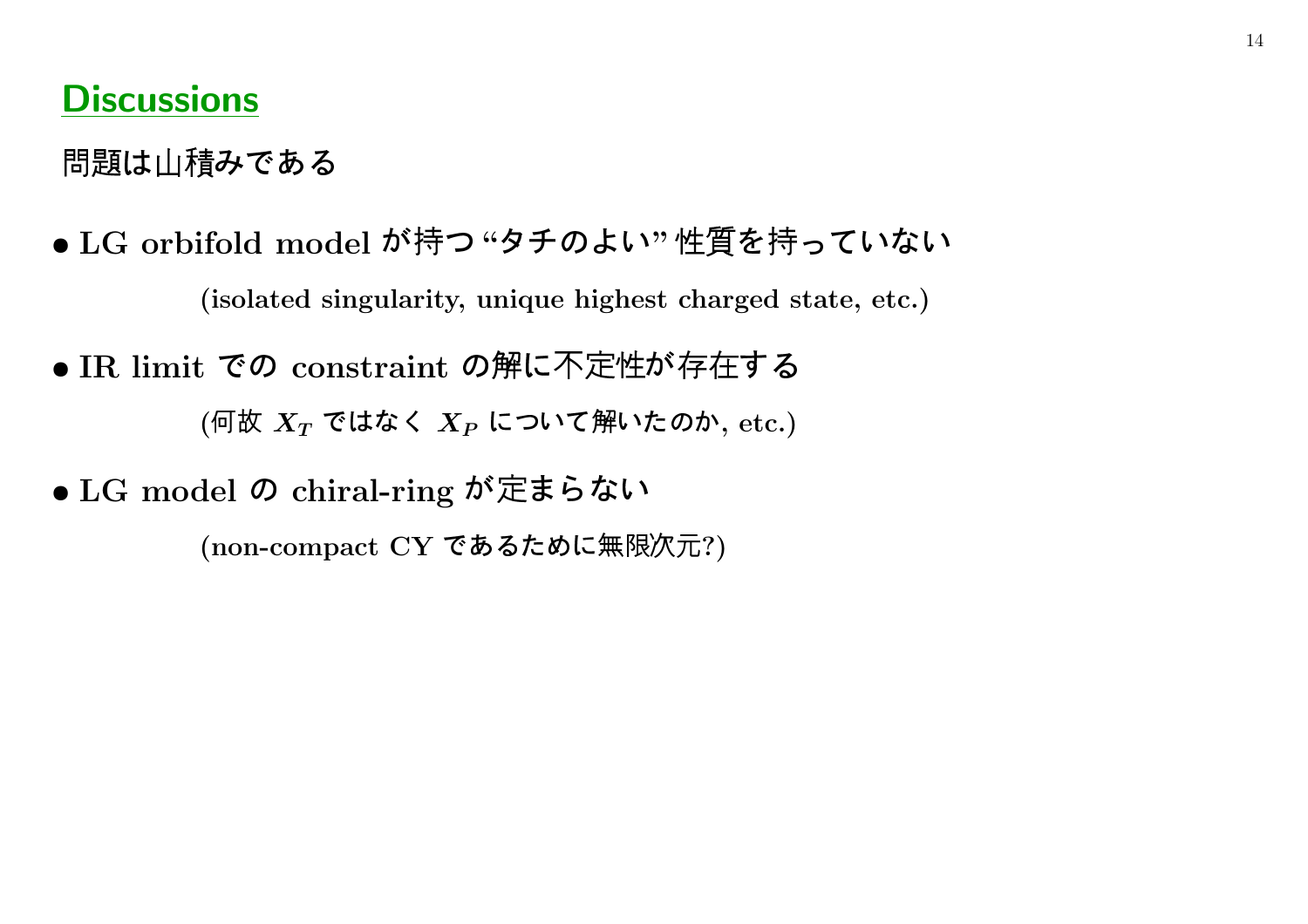## Discussions

問題は山積みである

- **LG orbifold model が持つ “タチのよい” 性質を持っていない**

  **(isolated singularity, unique highest charged state, etc.)**

- **IR limit での constraint の解に不定性が存在する**

  **(何故 $X_T$ ではなく $X_P$ について解いたのか, etc.)**

- **LG model の chiral-ring が定まらない**

  **(non-compact CY であるために無限次元?)**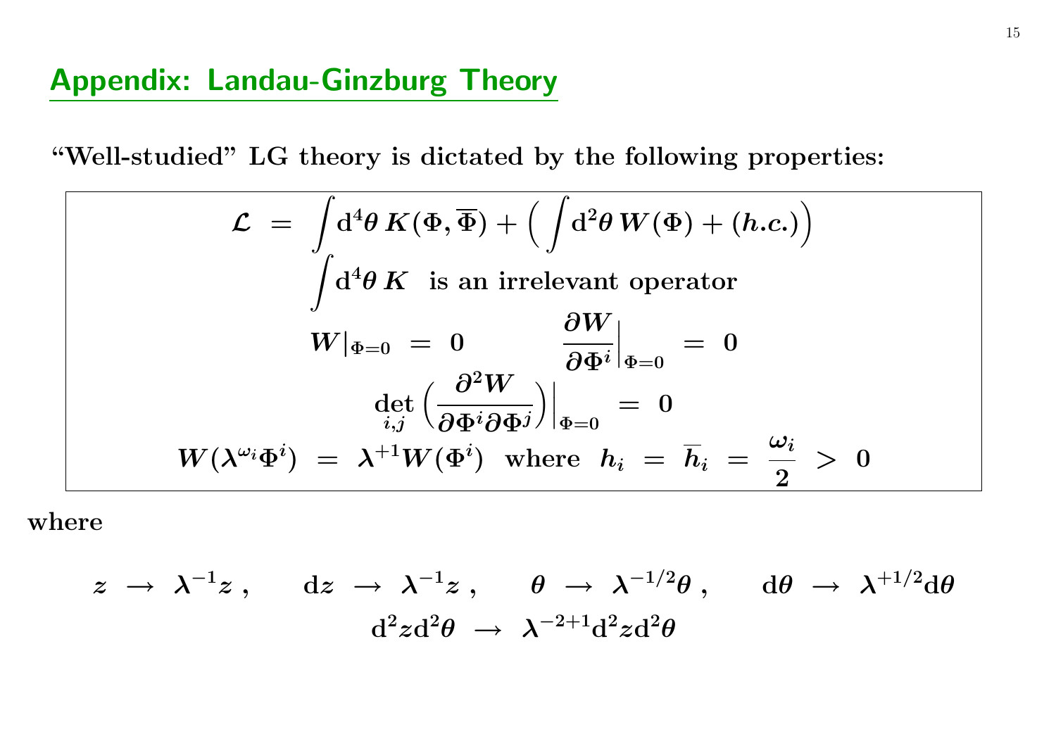## Appendix: Landau-Ginzburg Theory

**"Well-studied" LG theory is dictated by the following properties:**

$$\mathcal{L} \;=\; \int \mathrm{d}^4\theta \, K(\Phi, \overline{\Phi}) + \Big( \int \mathrm{d}^2\theta \, W(\Phi) + (h.c.) \Big)$$

$$\int \mathrm{d}^4\theta \, K \;\; \text{is an irrelevant operator}$$

$$W|_{\Phi=0} \;=\; 0 \qquad\qquad \frac{\partial W}{\partial \Phi^i}\Big|_{\Phi=0} \;=\; 0$$

$$\det_{i,j} \Big( \frac{\partial^2 W}{\partial \Phi^i \partial \Phi^j} \Big)\Big|_{\Phi=0} \;=\; 0$$

$$W(\lambda^{\omega_i}\Phi^i) \;=\; \lambda^{+1} W(\Phi^i) \;\; \text{where} \;\; h_i \;=\; \overline{h}_i \;=\; \frac{\omega_i}{2} \;>\; 0$$

**where**

$$z \;\to\; \lambda^{-1} z \,, \qquad \mathrm{d}z \;\to\; \lambda^{-1} z \,, \qquad \theta \;\to\; \lambda^{-1/2}\theta \,, \qquad \mathrm{d}\theta \;\to\; \lambda^{+1/2}\mathrm{d}\theta$$

$$\mathrm{d}^2 z \mathrm{d}^2\theta \;\to\; \lambda^{-2+1} \mathrm{d}^2 z \mathrm{d}^2\theta$$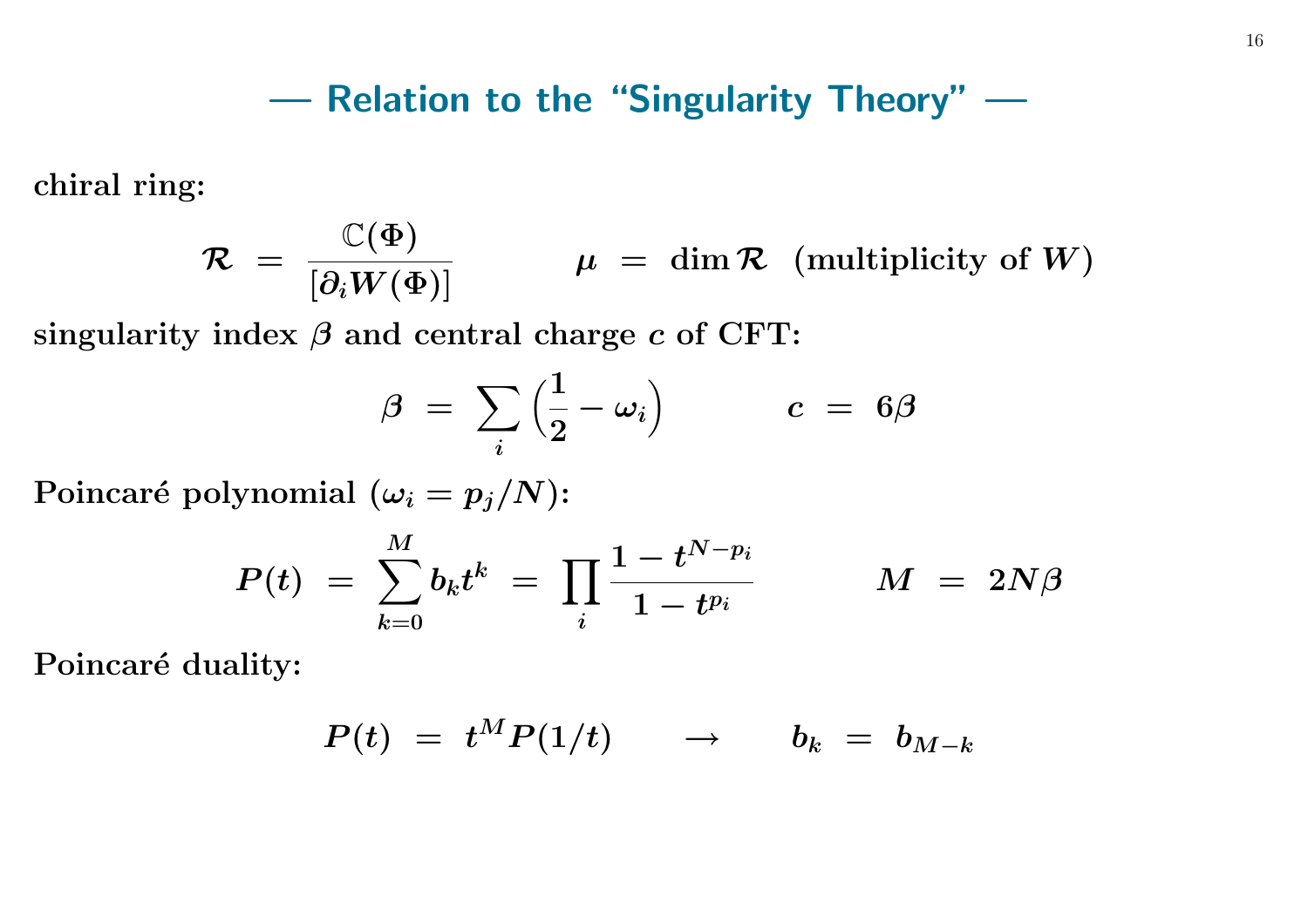## — Relation to the "Singularity Theory" —

**chiral ring:**

$$\mathcal{R} \;=\; \frac{\mathbb{C}(\Phi)}{[\partial_i W(\Phi)]} \qquad\qquad \mu \;=\; \dim \mathcal{R} \;\; \text{(multiplicity of } W\text{)}$$

**singularity index $\beta$ and central charge $c$ of CFT:**

$$\beta \;=\; \sum_i \left(\frac{1}{2} - \omega_i\right) \qquad\qquad c \;=\; 6\beta$$

**Poincaré polynomial ($\omega_i = p_j/N$):**

$$P(t) \;=\; \sum_{k=0}^{M} b_k t^k \;=\; \prod_i \frac{1 - t^{N-p_i}}{1 - t^{p_i}} \qquad\qquad M \;=\; 2N\beta$$

**Poincaré duality:**

$$P(t) \;=\; t^M P(1/t) \qquad \rightarrow \qquad b_k \;=\; b_{M-k}$$